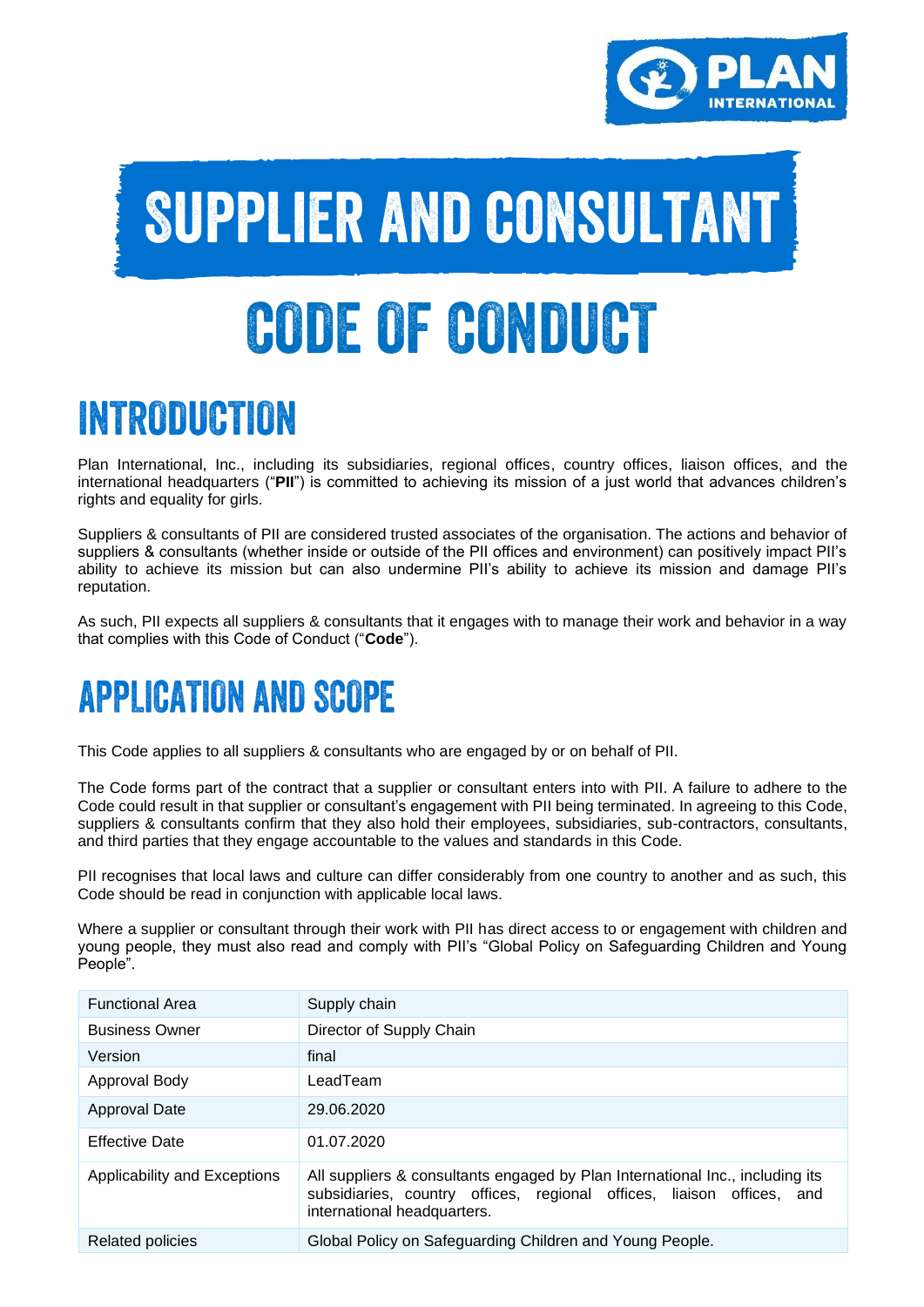# SUPPLIER AND CONSULTANT CODE OF CONDUCT

## INTRODUCTION

Plan International, Inc., including its subsidiaries, regional offices, country offices, liaison offices, and the international headquarters ("**PII**") is committed to achieving its mission of a just world that advances children's rights and equality for girls.

Suppliers & consultants of PII are considered trusted associates of the organisation. The actions and behavior of suppliers & consultants (whether inside or outside of the PII offices and environment) can positively impact PII's ability to achieve its mission but can also undermine PII's ability to achieve its mission and damage PII's reputation.

As such, PII expects all suppliers & consultants that it engages with to manage their work and behavior in a way that complies with this Code of Conduct ("**Code**").

## APPLICATION AND SCOPE

This Code applies to all suppliers & consultants who are engaged by or on behalf of PII.

The Code forms part of the contract that a supplier or consultant enters into with PII. A failure to adhere to the Code could result in that supplier or consultant's engagement with PII being terminated. In agreeing to this Code, suppliers & consultants confirm that they also hold their employees, subsidiaries, sub-contractors, consultants, and third parties that they engage accountable to the values and standards in this Code.

PII recognises that local laws and culture can differ considerably from one country to another and as such, this Code should be read in conjunction with applicable local laws.

Where a supplier or consultant through their work with PII has direct access to or engagement with children and young people, they must also read and comply with PII's "Global Policy on Safeguarding Children and Young People".

| Functional Area | Supply chain |
|---|---|
| Business Owner | Director of Supply Chain |
| Version | final |
| Approval Body | LeadTeam |
| Approval Date | 29.06.2020 |
| Effective Date | 01.07.2020 |
| Applicability and Exceptions | All suppliers & consultants engaged by Plan International Inc., including its subsidiaries, country offices, regional offices, liaison offices, and international headquarters. |
| Related policies | Global Policy on Safeguarding Children and Young People. |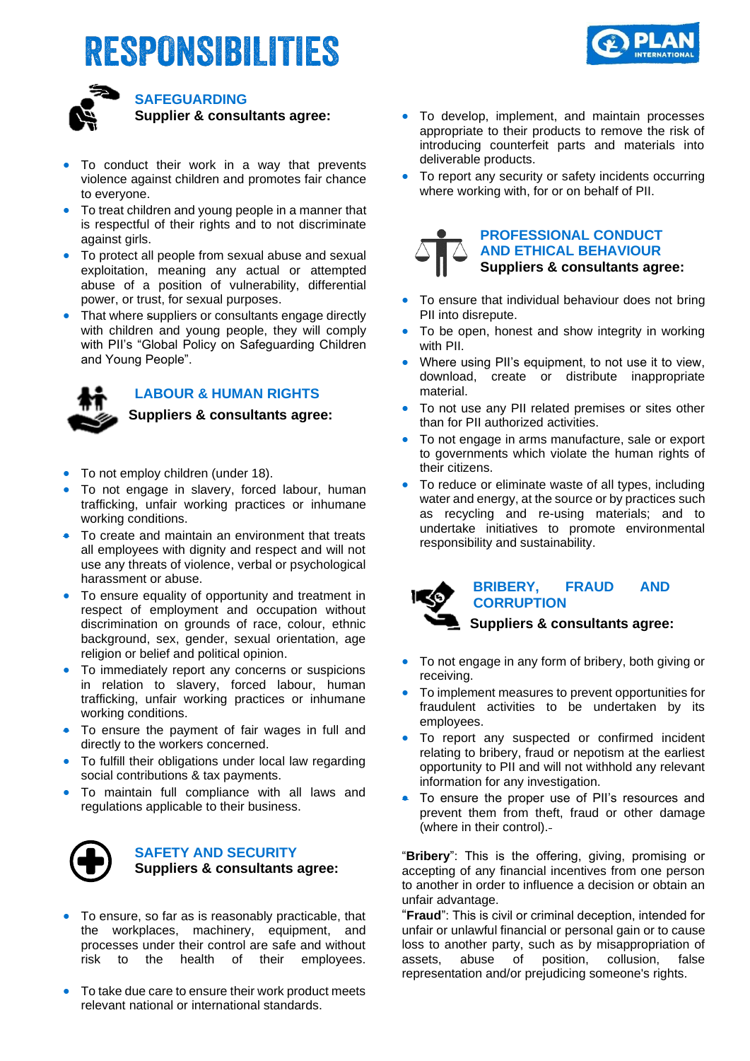# RESPONSIBILITIES

## SAFEGUARDING

**Supplier & consultants agree:**

- To conduct their work in a way that prevents violence against children and promotes fair chance to everyone.
- To treat children and young people in a manner that is respectful of their rights and to not discriminate against girls.
- To protect all people from sexual abuse and sexual exploitation, meaning any actual or attempted abuse of a position of vulnerability, differential power, or trust, for sexual purposes.
- That where suppliers or consultants engage directly with children and young people, they will comply with PII's "Global Policy on Safeguarding Children and Young People".

## LABOUR & HUMAN RIGHTS

**Suppliers & consultants agree:**

- To not employ children (under 18).
- To not engage in slavery, forced labour, human trafficking, unfair working practices or inhumane working conditions.
- To create and maintain an environment that treats all employees with dignity and respect and will not use any threats of violence, verbal or psychological harassment or abuse.
- To ensure equality of opportunity and treatment in respect of employment and occupation without discrimination on grounds of race, colour, ethnic background, sex, gender, sexual orientation, age religion or belief and political opinion.
- To immediately report any concerns or suspicions in relation to slavery, forced labour, human trafficking, unfair working practices or inhumane working conditions.
- To ensure the payment of fair wages in full and directly to the workers concerned.
- To fulfill their obligations under local law regarding social contributions & tax payments.
- To maintain full compliance with all laws and regulations applicable to their business.

## SAFETY AND SECURITY

**Suppliers & consultants agree:**

- To ensure, so far as is reasonably practicable, that the workplaces, machinery, equipment, and processes under their control are safe and without risk to the health of their employees.
- To take due care to ensure their work product meets relevant national or international standards.
- To develop, implement, and maintain processes appropriate to their products to remove the risk of introducing counterfeit parts and materials into deliverable products.
- To report any security or safety incidents occurring where working with, for or on behalf of PII.

## PROFESSIONAL CONDUCT AND ETHICAL BEHAVIOUR

**Suppliers & consultants agree:**

- To ensure that individual behaviour does not bring PII into disrepute.
- To be open, honest and show integrity in working with PII.
- Where using PII's equipment, to not use it to view, download, create or distribute inappropriate material.
- To not use any PII related premises or sites other than for PII authorized activities.
- To not engage in arms manufacture, sale or export to governments which violate the human rights of their citizens.
- To reduce or eliminate waste of all types, including water and energy, at the source or by practices such as recycling and re-using materials; and to undertake initiatives to promote environmental responsibility and sustainability.

## BRIBERY, FRAUD AND CORRUPTION

**Suppliers & consultants agree:**

- To not engage in any form of bribery, both giving or receiving.
- To implement measures to prevent opportunities for fraudulent activities to be undertaken by its employees.
- To report any suspected or confirmed incident relating to bribery, fraud or nepotism at the earliest opportunity to PII and will not withhold any relevant information for any investigation.
- To ensure the proper use of PII's resources and prevent them from theft, fraud or other damage (where in their control).

"**Bribery**": This is the offering, giving, promising or accepting of any financial incentives from one person to another in order to influence a decision or obtain an unfair advantage.

"**Fraud**": This is civil or criminal deception, intended for unfair or unlawful financial or personal gain or to cause loss to another party, such as by misappropriation of assets, abuse of position, collusion, false representation and/or prejudicing someone's rights.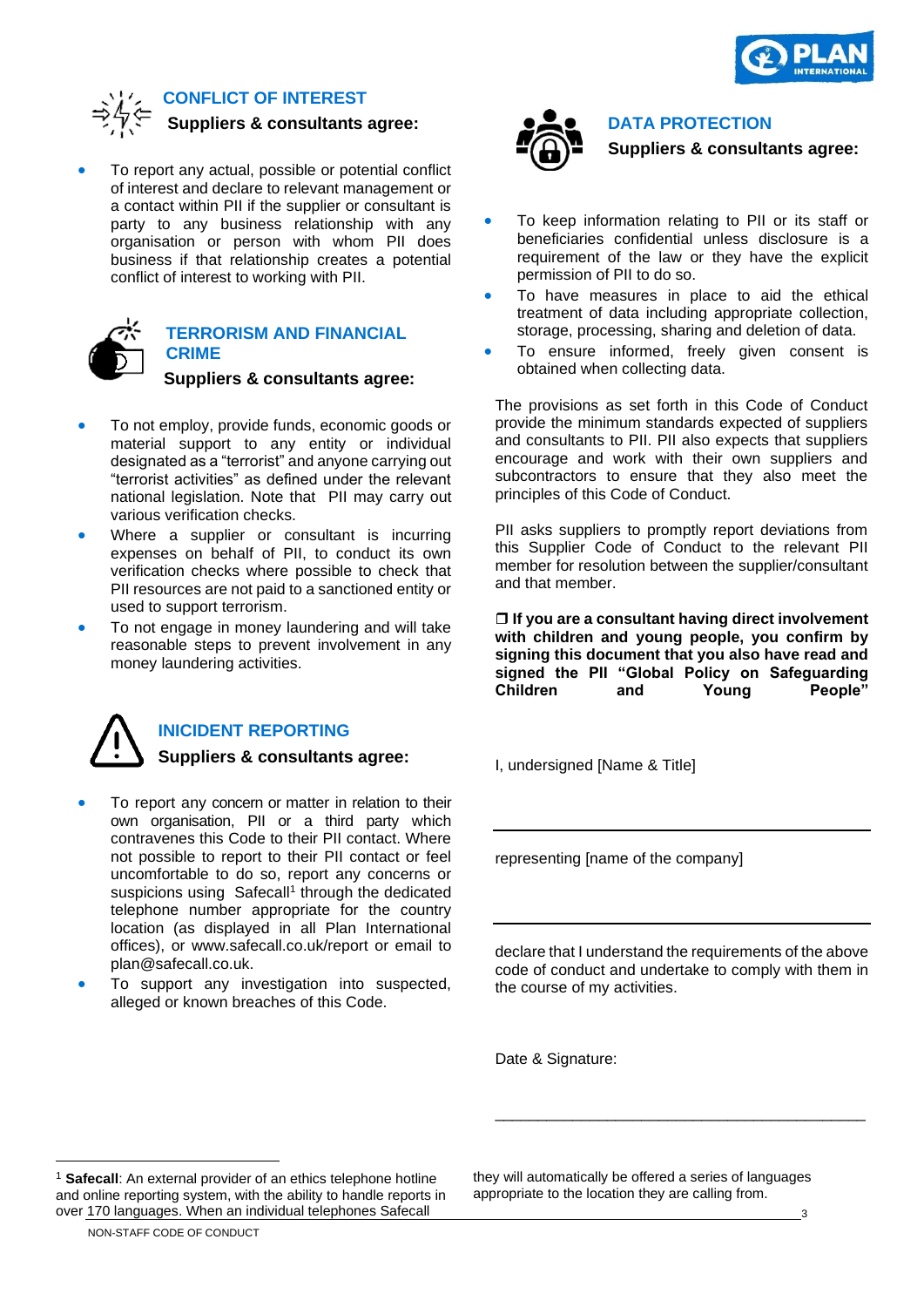## CONFLICT OF INTEREST

**Suppliers & consultants agree:**

- To report any actual, possible or potential conflict of interest and declare to relevant management or a contact within PII if the supplier or consultant is party to any business relationship with any organisation or person with whom PII does business if that relationship creates a potential conflict of interest to working with PII.

## TERRORISM AND FINANCIAL CRIME

**Suppliers & consultants agree:**

- To not employ, provide funds, economic goods or material support to any entity or individual designated as a "terrorist" and anyone carrying out "terrorist activities" as defined under the relevant national legislation. Note that PII may carry out various verification checks.
- Where a supplier or consultant is incurring expenses on behalf of PII, to conduct its own verification checks where possible to check that PII resources are not paid to a sanctioned entity or used to support terrorism.
- To not engage in money laundering and will take reasonable steps to prevent involvement in any money laundering activities.

## INICIDENT REPORTING

**Suppliers & consultants agree:**

- To report any concern or matter in relation to their own organisation, PII or a third party which contravenes this Code to their PII contact. Where not possible to report to their PII contact or feel uncomfortable to do so, report any concerns or suspicions using Safecall[1] through the dedicated telephone number appropriate for the country location (as displayed in all Plan International offices), or www.safecall.co.uk/report or email to plan@safecall.co.uk.
- To support any investigation into suspected, alleged or known breaches of this Code.

## DATA PROTECTION

**Suppliers & consultants agree:**

- To keep information relating to PII or its staff or beneficiaries confidential unless disclosure is a requirement of the law or they have the explicit permission of PII to do so.
- To have measures in place to aid the ethical treatment of data including appropriate collection, storage, processing, sharing and deletion of data.
- To ensure informed, freely given consent is obtained when collecting data.

The provisions as set forth in this Code of Conduct provide the minimum standards expected of suppliers and consultants to PII. PII also expects that suppliers encourage and work with their own suppliers and subcontractors to ensure that they also meet the principles of this Code of Conduct.

PII asks suppliers to promptly report deviations from this Supplier Code of Conduct to the relevant PII member for resolution between the supplier/consultant and that member.

❒ **If you are a consultant having direct involvement with children and young people, you confirm by signing this document that you also have read and signed the PII "Global Policy on Safeguarding Children and Young People"**

I, undersigned [Name & Title]

___________________________________________

representing [name of the company]

___________________________________________

declare that I understand the requirements of the above code of conduct and undertake to comply with them in the course of my activities.

Date & Signature:

___________________________________________

[1] **Safecall**: An external provider of an ethics telephone hotline and online reporting system, with the ability to handle reports in over 170 languages. When an individual telephones Safecall they will automatically be offered a series of languages appropriate to the location they are calling from.